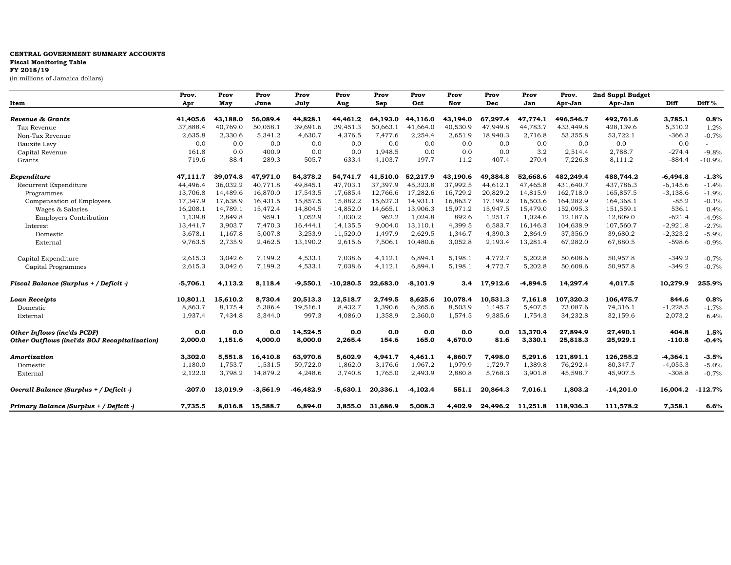**CENTRAL GOVERNMENT SUMMARY ACCOUNTS**
**Fiscal Monitoring Table**
**FY 2018/19**
(in millions of Jamaica dollars)

| Item | Prov. Apr | Prov May | Prov June | Prov July | Prov Aug | Prov Sep | Prov Oct | Prov Nov | Prov Dec | Prov Jan | Prov. Apr-Jan | 2nd Suppl Budget Apr-Jan | Diff | Diff % |
|---|---|---|---|---|---|---|---|---|---|---|---|---|---|---|
| ***Revenue & Grants*** | **41,405.6** | **43,188.0** | **56,089.4** | **44,828.1** | **44,461.2** | **64,193.0** | **44,116.0** | **43,194.0** | **67,297.4** | **47,774.1** | **496,546.7** | **492,761.6** | **3,785.1** | **0.8%** |
| Tax Revenue | 37,888.4 | 40,769.0 | 50,058.1 | 39,691.6 | 39,451.3 | 50,663.1 | 41,664.0 | 40,530.9 | 47,949.8 | 44,783.7 | 433,449.8 | 428,139.6 | 5,310.2 | 1.2% |
| Non-Tax Revenue | 2,635.8 | 2,330.6 | 5,341.2 | 4,630.7 | 4,376.5 | 7,477.6 | 2,254.4 | 2,651.9 | 18,940.3 | 2,716.8 | 53,355.8 | 53,722.1 | -366.3 | -0.7% |
| Bauxite Levy | 0.0 | 0.0 | 0.0 | 0.0 | 0.0 | 0.0 | 0.0 | 0.0 | 0.0 | 0.0 | 0.0 | 0.0 | 0.0 | - |
| Capital Revenue | 161.8 | 0.0 | 400.9 | 0.0 | 0.0 | 1,948.5 | 0.0 | 0.0 | 0.0 | 3.2 | 2,514.4 | 2,788.7 | -274.4 | -9.8% |
| Grants | 719.6 | 88.4 | 289.3 | 505.7 | 633.4 | 4,103.7 | 197.7 | 11.2 | 407.4 | 270.4 | 7,226.8 | 8,111.2 | -884.4 | -10.9% |
| ***Expenditure*** | **47,111.7** | **39,074.8** | **47,971.0** | **54,378.2** | **54,741.7** | **41,510.0** | **52,217.9** | **43,190.6** | **49,384.8** | **52,668.6** | **482,249.4** | **488,744.2** | **-6,494.8** | **-1.3%** |
| Recurrent Expenditure | 44,496.4 | 36,032.2 | 40,771.8 | 49,845.1 | 47,703.1 | 37,397.9 | 45,323.8 | 37,992.5 | 44,612.1 | 47,465.8 | 431,640.7 | 437,786.3 | -6,145.6 | -1.4% |
| Programmes | 13,706.8 | 14,489.6 | 16,870.0 | 17,543.5 | 17,685.4 | 12,766.6 | 17,282.6 | 16,729.2 | 20,829.2 | 14,815.9 | 162,718.9 | 165,857.5 | -3,138.6 | -1.9% |
| Compensation of Employees | 17,347.9 | 17,638.9 | 16,431.5 | 15,857.5 | 15,882.2 | 15,627.3 | 14,931.1 | 16,863.7 | 17,199.2 | 16,503.6 | 164,282.9 | 164,368.1 | -85.2 | -0.1% |
| Wages & Salaries | 16,208.1 | 14,789.1 | 15,472.4 | 14,804.5 | 14,852.0 | 14,665.1 | 13,906.3 | 15,971.2 | 15,947.5 | 15,479.0 | 152,095.3 | 151,559.1 | 536.1 | 0.4% |
| Employers Contribution | 1,139.8 | 2,849.8 | 959.1 | 1,052.9 | 1,030.2 | 962.2 | 1,024.8 | 892.6 | 1,251.7 | 1,024.6 | 12,187.6 | 12,809.0 | -621.4 | -4.9% |
| Interest | 13,441.7 | 3,903.7 | 7,470.3 | 16,444.1 | 14,135.5 | 9,004.0 | 13,110.1 | 4,399.5 | 6,583.7 | 16,146.3 | 104,638.9 | 107,560.7 | -2,921.8 | -2.7% |
| Domestic | 3,678.1 | 1,167.8 | 5,007.8 | 3,253.9 | 11,520.0 | 1,497.9 | 2,629.5 | 1,346.7 | 4,390.3 | 2,864.9 | 37,356.9 | 39,680.2 | -2,323.2 | -5.9% |
| External | 9,763.5 | 2,735.9 | 2,462.5 | 13,190.2 | 2,615.6 | 7,506.1 | 10,480.6 | 3,052.8 | 2,193.4 | 13,281.4 | 67,282.0 | 67,880.5 | -598.6 | -0.9% |
| Capital Expenditure | 2,615.3 | 3,042.6 | 7,199.2 | 4,533.1 | 7,038.6 | 4,112.1 | 6,894.1 | 5,198.1 | 4,772.7 | 5,202.8 | 50,608.6 | 50,957.8 | -349.2 | -0.7% |
| Capital Programmes | 2,615.3 | 3,042.6 | 7,199.2 | 4,533.1 | 7,038.6 | 4,112.1 | 6,894.1 | 5,198.1 | 4,772.7 | 5,202.8 | 50,608.6 | 50,957.8 | -349.2 | -0.7% |
| ***Fiscal Balance (Surplus + / Deficit -)*** | **-5,706.1** | **4,113.2** | **8,118.4** | **-9,550.1** | **-10,280.5** | **22,683.0** | **-8,101.9** | **3.4** | **17,912.6** | **-4,894.5** | **14,297.4** | **4,017.5** | **10,279.9** | **255.9%** |
| ***Loan Receipts*** | **10,801.1** | **15,610.2** | **8,730.4** | **20,513.3** | **12,518.7** | **2,749.5** | **8,625.6** | **10,078.4** | **10,531.3** | **7,161.8** | **107,320.3** | **106,475.7** | **844.6** | **0.8%** |
| Domestic | 8,863.7 | 8,175.4 | 5,386.4 | 19,516.1 | 8,432.7 | 1,390.6 | 6,265.6 | 8,503.9 | 1,145.7 | 5,407.5 | 73,087.6 | 74,316.1 | -1,228.5 | -1.7% |
| External | 1,937.4 | 7,434.8 | 3,344.0 | 997.3 | 4,086.0 | 1,358.9 | 2,360.0 | 1,574.5 | 9,385.6 | 1,754.3 | 34,232.8 | 32,159.6 | 2,073.2 | 6.4% |
| ***Other Inflows (inc'ds PCDF)*** | **0.0** | **0.0** | **0.0** | **14,524.5** | **0.0** | **0.0** | **0.0** | **0.0** | **0.0** | **13,370.4** | **27,894.9** | **27,490.1** | **404.8** | **1.5%** |
| ***Other Outflows (incl'ds BOJ Recapitalization)*** | **2,000.0** | **1,151.6** | **4,000.0** | **8,000.0** | **2,265.4** | **154.6** | **165.0** | **4,670.0** | **81.6** | **3,330.1** | **25,818.3** | **25,929.1** | **-110.8** | **-0.4%** |
| ***Amortization*** | **3,302.0** | **5,551.8** | **16,410.8** | **63,970.6** | **5,602.9** | **4,941.7** | **4,461.1** | **4,860.7** | **7,498.0** | **5,291.6** | **121,891.1** | **126,255.2** | **-4,364.1** | **-3.5%** |
| Domestic | 1,180.0 | 1,753.7 | 1,531.5 | 59,722.0 | 1,862.0 | 3,176.6 | 1,967.2 | 1,979.9 | 1,729.7 | 1,389.8 | 76,292.4 | 80,347.7 | -4,055.3 | -5.0% |
| External | 2,122.0 | 3,798.2 | 14,879.2 | 4,248.6 | 3,740.8 | 1,765.0 | 2,493.9 | 2,880.8 | 5,768.3 | 3,901.8 | 45,598.7 | 45,907.5 | -308.8 | -0.7% |
| ***Overall Balance (Surplus + / Deficit -)*** | **-207.0** | **13,019.9** | **-3,561.9** | **-46,482.9** | **-5,630.1** | **20,336.1** | **-4,102.4** | **551.1** | **20,864.3** | **7,016.1** | **1,803.2** | **-14,201.0** | **16,004.2** | **-112.7%** |
| ***Primary Balance (Surplus + / Deficit -)*** | **7,735.5** | **8,016.8** | **15,588.7** | **6,894.0** | **3,855.0** | **31,686.9** | **5,008.3** | **4,402.9** | **24,496.2** | **11,251.8** | **118,936.3** | **111,578.2** | **7,358.1** | **6.6%** |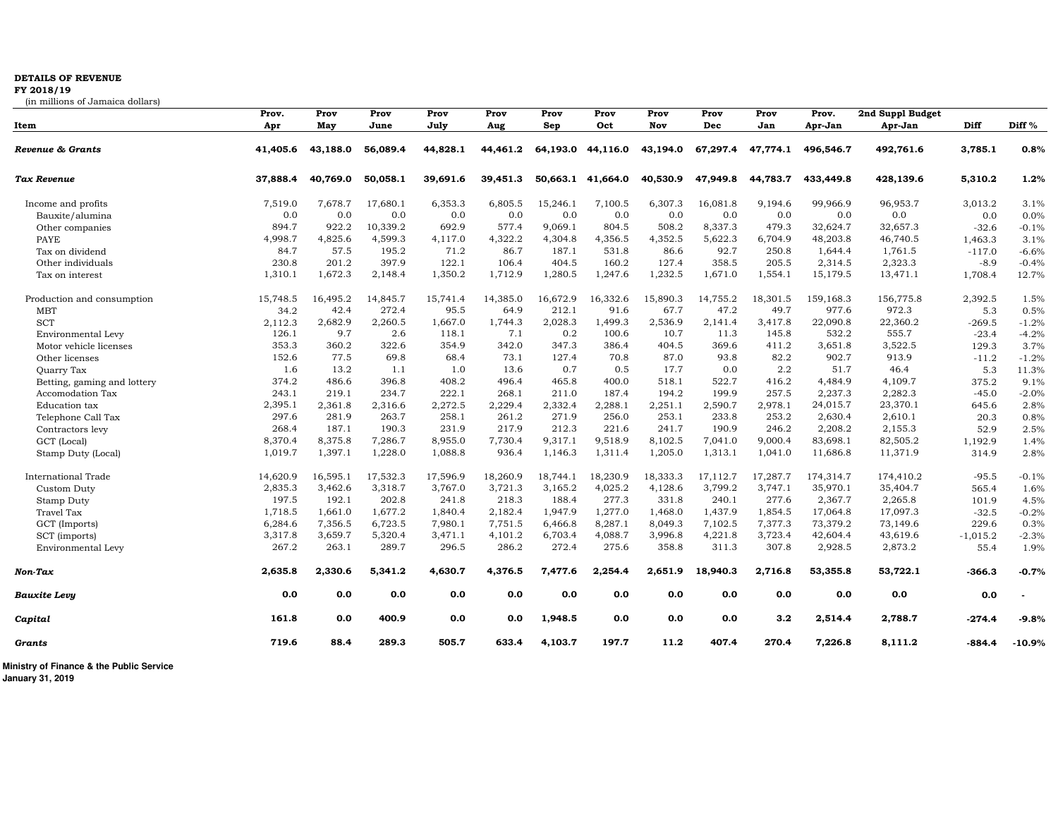**DETAILS OF REVENUE**
**FY 2018/19**
(in millions of Jamaica dollars)

| Item | Prov. Apr | Prov May | Prov June | Prov July | Prov Aug | Prov Sep | Prov Oct | Prov Nov | Prov Dec | Prov Jan | Prov. Apr-Jan | 2nd Suppl Budget Apr-Jan | Diff | Diff % |
|---|---|---|---|---|---|---|---|---|---|---|---|---|---|---|
| ***Revenue & Grants*** | **41,405.6** | **43,188.0** | **56,089.4** | **44,828.1** | **44,461.2** | **64,193.0** | **44,116.0** | **43,194.0** | **67,297.4** | **47,774.1** | **496,546.7** | **492,761.6** | **3,785.1** | **0.8%** |
| ***Tax Revenue*** | **37,888.4** | **40,769.0** | **50,058.1** | **39,691.6** | **39,451.3** | **50,663.1** | **41,664.0** | **40,530.9** | **47,949.8** | **44,783.7** | **433,449.8** | **428,139.6** | **5,310.2** | **1.2%** |
| Income and profits | 7,519.0 | 7,678.7 | 17,680.1 | 6,353.3 | 6,805.5 | 15,246.1 | 7,100.5 | 6,307.3 | 16,081.8 | 9,194.6 | 99,966.9 | 96,953.7 | 3,013.2 | 3.1% |
| Bauxite/alumina | 0.0 | 0.0 | 0.0 | 0.0 | 0.0 | 0.0 | 0.0 | 0.0 | 0.0 | 0.0 | 0.0 | 0.0 | 0.0 | 0.0% |
| Other companies | 894.7 | 922.2 | 10,339.2 | 692.9 | 577.4 | 9,069.1 | 804.5 | 508.2 | 8,337.3 | 479.3 | 32,624.7 | 32,657.3 | -32.6 | -0.1% |
| PAYE | 4,998.7 | 4,825.6 | 4,599.3 | 4,117.0 | 4,322.2 | 4,304.8 | 4,356.5 | 4,352.5 | 5,622.3 | 6,704.9 | 48,203.8 | 46,740.5 | 1,463.3 | 3.1% |
| Tax on dividend | 84.7 | 57.5 | 195.2 | 71.2 | 86.7 | 187.1 | 531.8 | 86.6 | 92.7 | 250.8 | 1,644.4 | 1,761.5 | -117.0 | -6.6% |
| Other individuals | 230.8 | 201.2 | 397.9 | 122.1 | 106.4 | 404.5 | 160.2 | 127.4 | 358.5 | 205.5 | 2,314.5 | 2,323.3 | -8.9 | -0.4% |
| Tax on interest | 1,310.1 | 1,672.3 | 2,148.4 | 1,350.2 | 1,712.9 | 1,280.5 | 1,247.6 | 1,232.5 | 1,671.0 | 1,554.1 | 15,179.5 | 13,471.1 | 1,708.4 | 12.7% |
| Production and consumption | 15,748.5 | 16,495.2 | 14,845.7 | 15,741.4 | 14,385.0 | 16,672.9 | 16,332.6 | 15,890.3 | 14,755.2 | 18,301.5 | 159,168.3 | 156,775.8 | 2,392.5 | 1.5% |
| MBT | 34.2 | 42.4 | 272.4 | 95.5 | 64.9 | 212.1 | 91.6 | 67.7 | 47.2 | 49.7 | 977.6 | 972.3 | 5.3 | 0.5% |
| SCT | 2,112.3 | 2,682.9 | 2,260.5 | 1,667.0 | 1,744.3 | 2,028.3 | 1,499.3 | 2,536.9 | 2,141.4 | 3,417.8 | 22,090.8 | 22,360.2 | -269.5 | -1.2% |
| Environmental Levy | 126.1 | 9.7 | 2.6 | 118.1 | 7.1 | 0.2 | 100.6 | 10.7 | 11.3 | 145.8 | 532.2 | 555.7 | -23.4 | -4.2% |
| Motor vehicle licenses | 353.3 | 360.2 | 322.6 | 354.9 | 342.0 | 347.3 | 386.4 | 404.5 | 369.6 | 411.2 | 3,651.8 | 3,522.5 | 129.3 | 3.7% |
| Other licenses | 152.6 | 77.5 | 69.8 | 68.4 | 73.1 | 127.4 | 70.8 | 87.0 | 93.8 | 82.2 | 902.7 | 913.9 | -11.2 | -1.2% |
| Quarry Tax | 1.6 | 13.2 | 1.1 | 1.0 | 13.6 | 0.7 | 0.5 | 17.7 | 0.0 | 2.2 | 51.7 | 46.4 | 5.3 | 11.3% |
| Betting, gaming and lottery | 374.2 | 486.6 | 396.8 | 408.2 | 496.4 | 465.8 | 400.0 | 518.1 | 522.7 | 416.2 | 4,484.9 | 4,109.7 | 375.2 | 9.1% |
| Accomodation Tax | 243.1 | 219.1 | 234.7 | 222.1 | 268.1 | 211.0 | 187.4 | 194.2 | 199.9 | 257.5 | 2,237.3 | 2,282.3 | -45.0 | -2.0% |
| Education tax | 2,395.1 | 2,361.8 | 2,316.6 | 2,272.5 | 2,229.4 | 2,332.4 | 2,288.1 | 2,251.1 | 2,590.7 | 2,978.1 | 24,015.7 | 23,370.1 | 645.6 | 2.8% |
| Telephone Call Tax | 297.6 | 281.9 | 263.7 | 258.1 | 261.2 | 271.9 | 256.0 | 253.1 | 233.8 | 253.2 | 2,630.4 | 2,610.1 | 20.3 | 0.8% |
| Contractors levy | 268.4 | 187.1 | 190.3 | 231.9 | 217.9 | 212.3 | 221.6 | 241.7 | 190.9 | 246.2 | 2,208.2 | 2,155.3 | 52.9 | 2.5% |
| GCT (Local) | 8,370.4 | 8,375.8 | 7,286.7 | 8,955.0 | 7,730.4 | 9,317.1 | 9,518.9 | 8,102.5 | 7,041.0 | 9,000.4 | 83,698.1 | 82,505.2 | 1,192.9 | 1.4% |
| Stamp Duty (Local) | 1,019.7 | 1,397.1 | 1,228.0 | 1,088.8 | 936.4 | 1,146.3 | 1,311.4 | 1,205.0 | 1,313.1 | 1,041.0 | 11,686.8 | 11,371.9 | 314.9 | 2.8% |
| International Trade | 14,620.9 | 16,595.1 | 17,532.3 | 17,596.9 | 18,260.9 | 18,744.1 | 18,230.9 | 18,333.3 | 17,112.7 | 17,287.7 | 174,314.7 | 174,410.2 | -95.5 | -0.1% |
| Custom Duty | 2,835.3 | 3,462.6 | 3,318.7 | 3,767.0 | 3,721.3 | 3,165.2 | 4,025.2 | 4,128.6 | 3,799.2 | 3,747.1 | 35,970.1 | 35,404.7 | 565.4 | 1.6% |
| Stamp Duty | 197.5 | 192.1 | 202.8 | 241.8 | 218.3 | 188.4 | 277.3 | 331.8 | 240.1 | 277.6 | 2,367.7 | 2,265.8 | 101.9 | 4.5% |
| Travel Tax | 1,718.5 | 1,661.0 | 1,677.2 | 1,840.4 | 2,182.4 | 1,947.9 | 1,277.0 | 1,468.0 | 1,437.9 | 1,854.5 | 17,064.8 | 17,097.3 | -32.5 | -0.2% |
| GCT (Imports) | 6,284.6 | 7,356.5 | 6,723.5 | 7,980.1 | 7,751.5 | 6,466.8 | 8,287.1 | 8,049.3 | 7,102.5 | 7,377.3 | 73,379.2 | 73,149.6 | 229.6 | 0.3% |
| SCT (imports) | 3,317.8 | 3,659.7 | 5,320.4 | 3,471.1 | 4,101.2 | 6,703.4 | 4,088.7 | 3,996.8 | 4,221.8 | 3,723.4 | 42,604.4 | 43,619.6 | -1,015.2 | -2.3% |
| Environmental Levy | 267.2 | 263.1 | 289.7 | 296.5 | 286.2 | 272.4 | 275.6 | 358.8 | 311.3 | 307.8 | 2,928.5 | 2,873.2 | 55.4 | 1.9% |
| ***Non-Tax*** | **2,635.8** | **2,330.6** | **5,341.2** | **4,630.7** | **4,376.5** | **7,477.6** | **2,254.4** | **2,651.9** | **18,940.3** | **2,716.8** | **53,355.8** | **53,722.1** | **-366.3** | **-0.7%** |
| ***Bauxite Levy*** | **0.0** | **0.0** | **0.0** | **0.0** | **0.0** | **0.0** | **0.0** | **0.0** | **0.0** | **0.0** | **0.0** | **0.0** | **0.0** | **-** |
| ***Capital*** | **161.8** | **0.0** | **400.9** | **0.0** | **0.0** | **1,948.5** | **0.0** | **0.0** | **0.0** | **3.2** | **2,514.4** | **2,788.7** | **-274.4** | **-9.8%** |
| ***Grants*** | **719.6** | **88.4** | **289.3** | **505.7** | **633.4** | **4,103.7** | **197.7** | **11.2** | **407.4** | **270.4** | **7,226.8** | **8,111.2** | **-884.4** | **-10.9%** |

**Ministry of Finance & the Public Service**
**January 31, 2019**